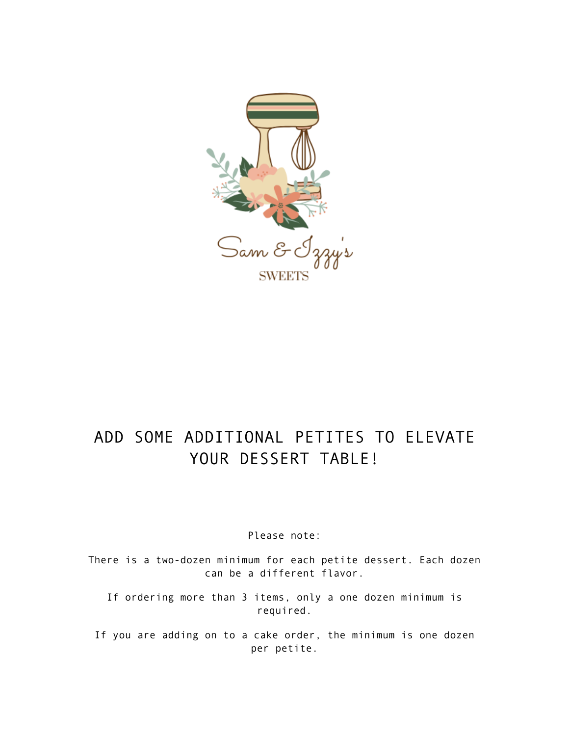Sam & Izzy's

SWEETS

# ADD SOME ADDITIONAL PETITES TO ELEVATE YOUR DESSERT TABLE!

Please note:

There is a two-dozen minimum for each petite dessert. Each dozen can be a different flavor.

If ordering more than 3 items, only a one dozen minimum is required.

If you are adding on to a cake order, the minimum is one dozen per petite.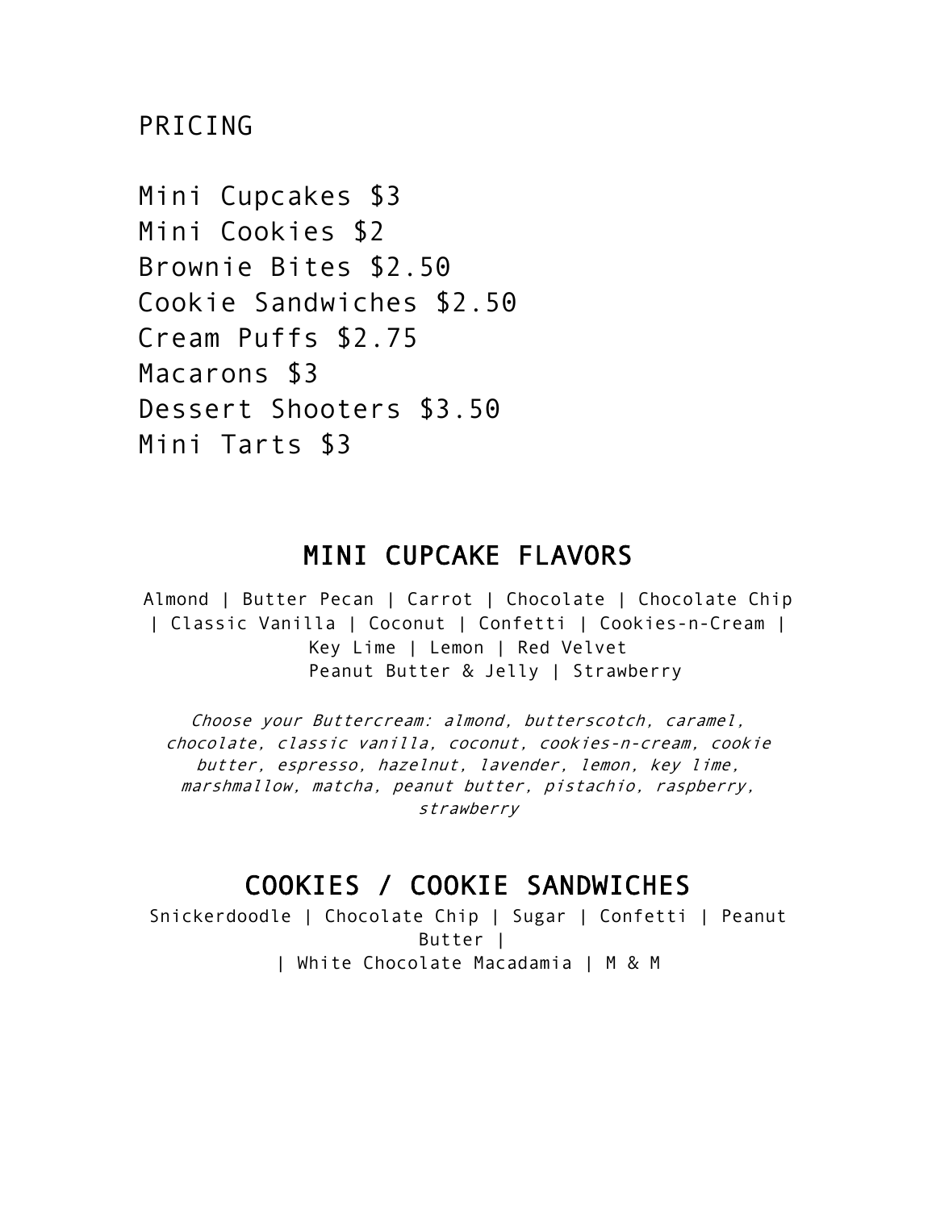PRICING

Mini Cupcakes $3
Mini Cookies $2
Brownie Bites $2.50
Cookie Sandwiches $2.50
Cream Puffs $2.75
Macarons $3
Dessert Shooters $3.50
Mini Tarts $3

## MINI CUPCAKE FLAVORS

Almond | Butter Pecan | Carrot | Chocolate | Chocolate Chip | Classic Vanilla | Coconut | Confetti | Cookies-n-Cream | Key Lime | Lemon | Red Velvet
Peanut Butter & Jelly | Strawberry

*Choose your Buttercream: almond, butterscotch, caramel, chocolate, classic vanilla, coconut, cookies-n-cream, cookie butter, espresso, hazelnut, lavender, lemon, key lime, marshmallow, matcha, peanut butter, pistachio, raspberry, strawberry*

## COOKIES / COOKIE SANDWICHES

Snickerdoodle | Chocolate Chip | Sugar | Confetti | Peanut Butter |
| White Chocolate Macadamia | M & M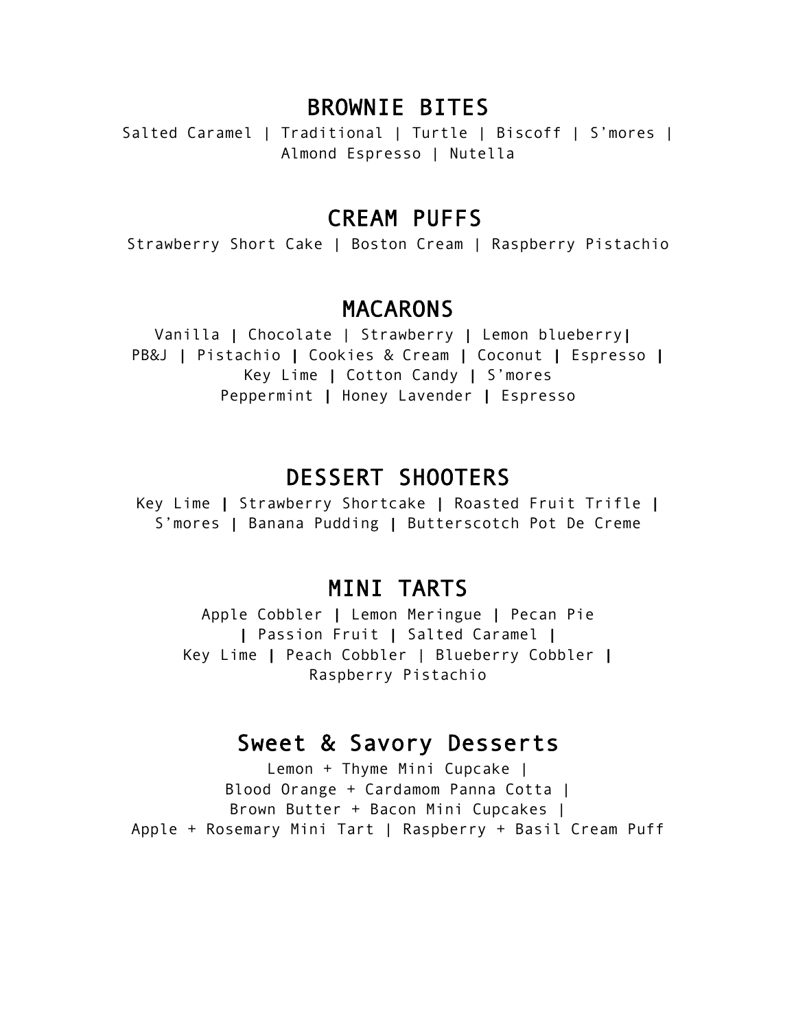## BROWNIE BITES

Salted Caramel | Traditional | Turtle | Biscoff | S'mores |
Almond Espresso | Nutella

## CREAM PUFFS

Strawberry Short Cake | Boston Cream | Raspberry Pistachio

## MACARONS

Vanilla | Chocolate | Strawberry | Lemon blueberry|
PB&J | Pistachio | Cookies & Cream | Coconut | Espresso |
Key Lime | Cotton Candy | S'mores
Peppermint | Honey Lavender | Espresso

## DESSERT SHOOTERS

Key Lime | Strawberry Shortcake | Roasted Fruit Trifle |
S'mores | Banana Pudding | Butterscotch Pot De Creme

## MINI TARTS

Apple Cobbler | Lemon Meringue | Pecan Pie
| Passion Fruit | Salted Caramel |
Key Lime | Peach Cobbler | Blueberry Cobbler |
Raspberry Pistachio

## Sweet & Savory Desserts

Lemon + Thyme Mini Cupcake |
Blood Orange + Cardamom Panna Cotta |
Brown Butter + Bacon Mini Cupcakes |
Apple + Rosemary Mini Tart | Raspberry + Basil Cream Puff